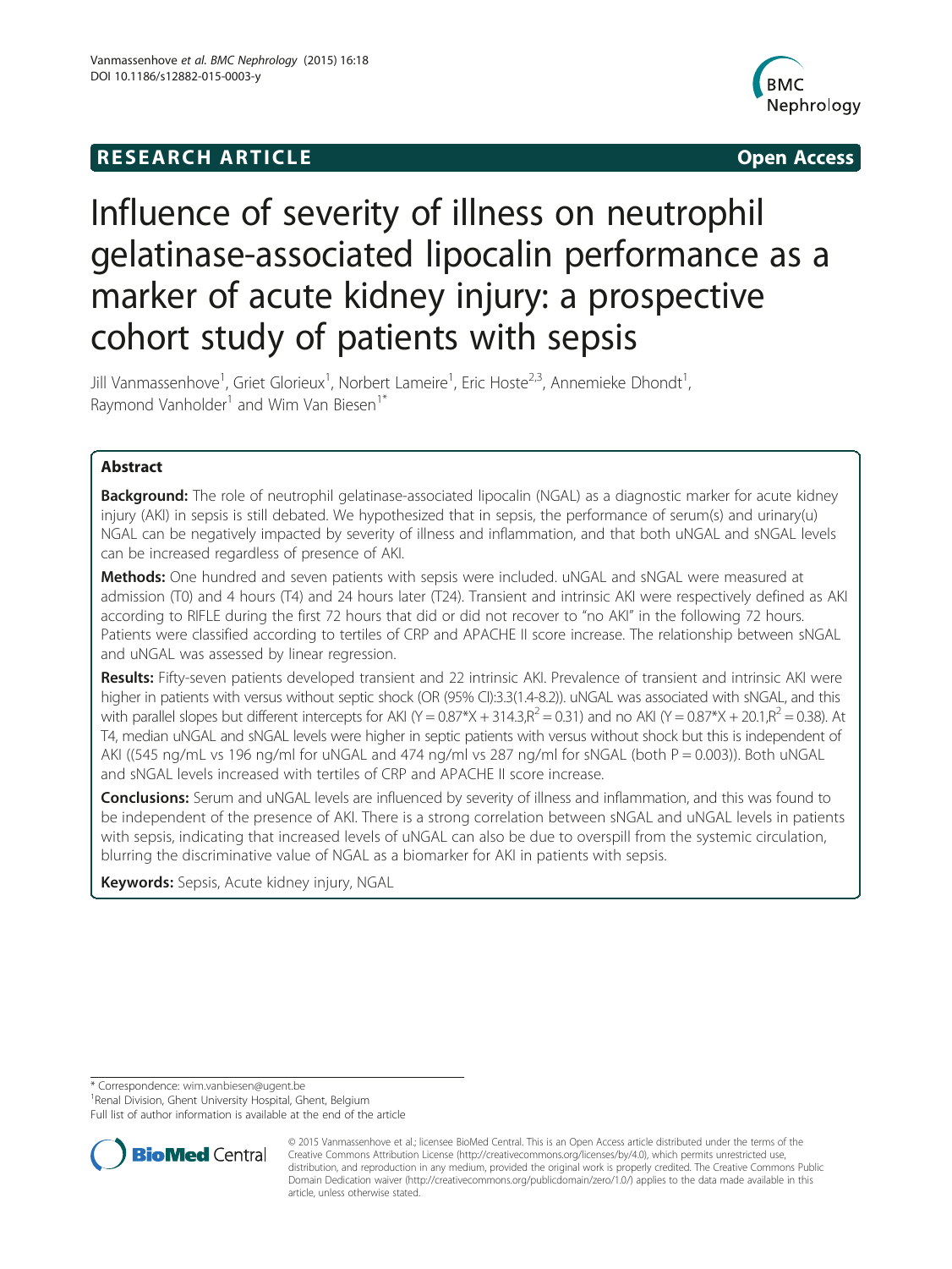**RESEARCH ARTICLE** **Open Access**

# Influence of severity of illness on neutrophil gelatinase-associated lipocalin performance as a marker of acute kidney injury: a prospective cohort study of patients with sepsis

Jill Vanmassenhove[1], Griet Glorieux[1], Norbert Lameire[1], Eric Hoste[2,3], Annemieke Dhondt[1], Raymond Vanholder[1] and Wim Van Biesen[1*]

## Abstract

**Background:** The role of neutrophil gelatinase-associated lipocalin (NGAL) as a diagnostic marker for acute kidney injury (AKI) in sepsis is still debated. We hypothesized that in sepsis, the performance of serum(s) and urinary(u) NGAL can be negatively impacted by severity of illness and inflammation, and that both uNGAL and sNGAL levels can be increased regardless of presence of AKI.

**Methods:** One hundred and seven patients with sepsis were included. uNGAL and sNGAL were measured at admission (T0) and 4 hours (T4) and 24 hours later (T24). Transient and intrinsic AKI were respectively defined as AKI according to RIFLE during the first 72 hours that did or did not recover to "no AKI" in the following 72 hours. Patients were classified according to tertiles of CRP and APACHE II score increase. The relationship between sNGAL and uNGAL was assessed by linear regression.

**Results:** Fifty-seven patients developed transient and 22 intrinsic AKI. Prevalence of transient and intrinsic AKI were higher in patients with versus without septic shock (OR (95% CI):3.3(1.4-8.2)). uNGAL was associated with sNGAL, and this with parallel slopes but different intercepts for AKI ($Y = 0.87*X + 314.3, R^2 = 0.31$) and no AKI ($Y = 0.87*X + 20.1, R^2 = 0.38$). At T4, median uNGAL and sNGAL levels were higher in septic patients with versus without shock but this is independent of AKI ((545 ng/mL vs 196 ng/ml for uNGAL and 474 ng/ml vs 287 ng/ml for sNGAL (both P = 0.003)). Both uNGAL and sNGAL levels increased with tertiles of CRP and APACHE II score increase.

**Conclusions:** Serum and uNGAL levels are influenced by severity of illness and inflammation, and this was found to be independent of the presence of AKI. There is a strong correlation between sNGAL and uNGAL levels in patients with sepsis, indicating that increased levels of uNGAL can also be due to overspill from the systemic circulation, blurring the discriminative value of NGAL as a biomarker for AKI in patients with sepsis.

**Keywords:** Sepsis, Acute kidney injury, NGAL

---

\* Correspondence: wim.vanbiesen@ugent.be
[1]Renal Division, Ghent University Hospital, Ghent, Belgium
Full list of author information is available at the end of the article

© 2015 Vanmassenhove et al.; licensee BioMed Central. This is an Open Access article distributed under the terms of the Creative Commons Attribution License (http://creativecommons.org/licenses/by/4.0), which permits unrestricted use, distribution, and reproduction in any medium, provided the original work is properly credited. The Creative Commons Public Domain Dedication waiver (http://creativecommons.org/publicdomain/zero/1.0/) applies to the data made available in this article, unless otherwise stated.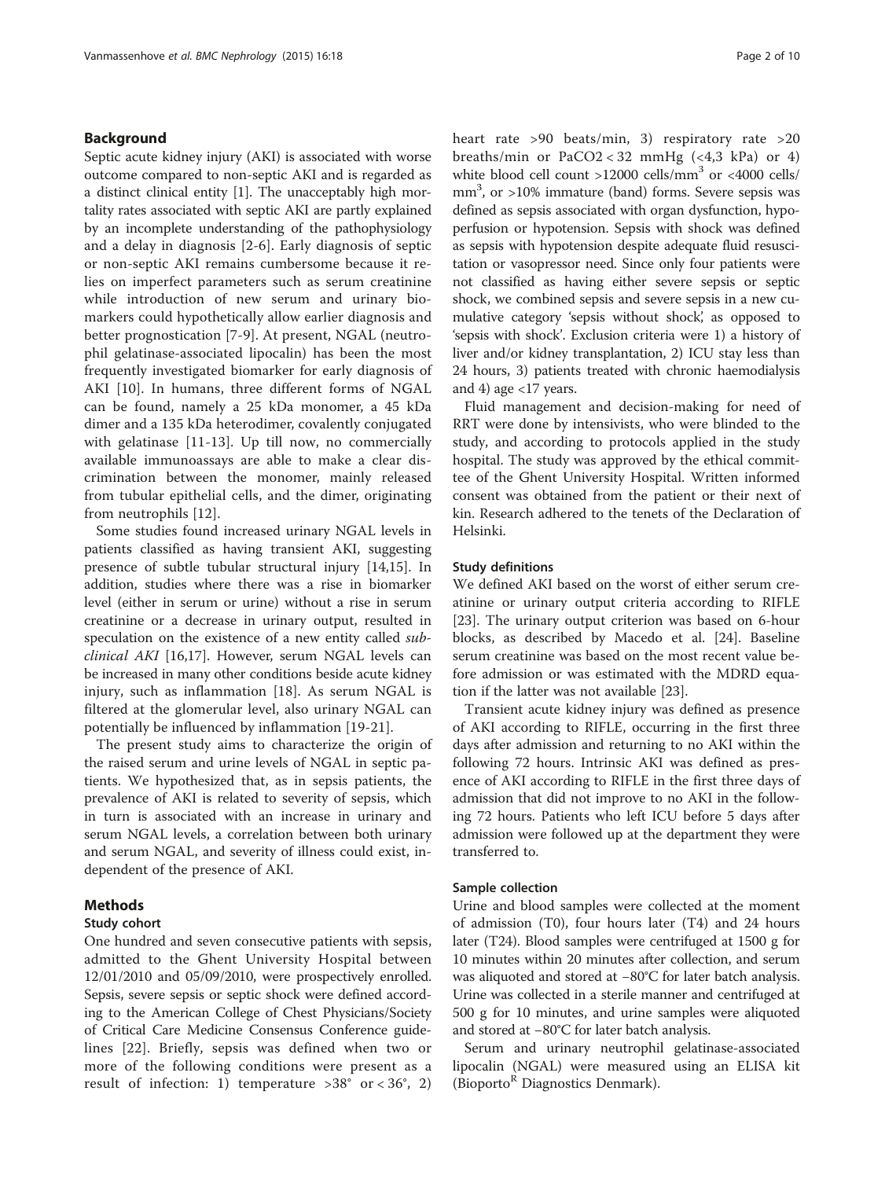## Background

Septic acute kidney injury (AKI) is associated with worse outcome compared to non-septic AKI and is regarded as a distinct clinical entity [1]. The unacceptably high mortality rates associated with septic AKI are partly explained by an incomplete understanding of the pathophysiology and a delay in diagnosis [2-6]. Early diagnosis of septic or non-septic AKI remains cumbersome because it relies on imperfect parameters such as serum creatinine while introduction of new serum and urinary biomarkers could hypothetically allow earlier diagnosis and better prognostication [7-9]. At present, NGAL (neutrophil gelatinase-associated lipocalin) has been the most frequently investigated biomarker for early diagnosis of AKI [10]. In humans, three different forms of NGAL can be found, namely a 25 kDa monomer, a 45 kDa dimer and a 135 kDa heterodimer, covalently conjugated with gelatinase [11-13]. Up till now, no commercially available immunoassays are able to make a clear discrimination between the monomer, mainly released from tubular epithelial cells, and the dimer, originating from neutrophils [12].

Some studies found increased urinary NGAL levels in patients classified as having transient AKI, suggesting presence of subtle tubular structural injury [14,15]. In addition, studies where there was a rise in biomarker level (either in serum or urine) without a rise in serum creatinine or a decrease in urinary output, resulted in speculation on the existence of a new entity called *subclinical AKI* [16,17]. However, serum NGAL levels can be increased in many other conditions beside acute kidney injury, such as inflammation [18]. As serum NGAL is filtered at the glomerular level, also urinary NGAL can potentially be influenced by inflammation [19-21].

The present study aims to characterize the origin of the raised serum and urine levels of NGAL in septic patients. We hypothesized that, as in sepsis patients, the prevalence of AKI is related to severity of sepsis, which in turn is associated with an increase in urinary and serum NGAL levels, a correlation between both urinary and serum NGAL, and severity of illness could exist, independent of the presence of AKI.

## Methods

### Study cohort

One hundred and seven consecutive patients with sepsis, admitted to the Ghent University Hospital between 12/01/2010 and 05/09/2010, were prospectively enrolled. Sepsis, severe sepsis or septic shock were defined according to the American College of Chest Physicians/Society of Critical Care Medicine Consensus Conference guidelines [22]. Briefly, sepsis was defined when two or more of the following conditions were present as a result of infection: 1) temperature >38° or < 36°, 2) heart rate >90 beats/min, 3) respiratory rate >20 breaths/min or $PaCO_2 < 32$ mmHg (<4,3 kPa) or 4) white blood cell count >12000 cells/$mm^3$ or <4000 cells/$mm^3$, or >10% immature (band) forms. Severe sepsis was defined as sepsis associated with organ dysfunction, hypoperfusion or hypotension. Sepsis with shock was defined as sepsis with hypotension despite adequate fluid resuscitation or vasopressor need. Since only four patients were not classified as having either severe sepsis or septic shock, we combined sepsis and severe sepsis in a new cumulative category 'sepsis without shock', as opposed to 'sepsis with shock'. Exclusion criteria were 1) a history of liver and/or kidney transplantation, 2) ICU stay less than 24 hours, 3) patients treated with chronic haemodialysis and 4) age <17 years.

Fluid management and decision-making for need of RRT were done by intensivists, who were blinded to the study, and according to protocols applied in the study hospital. The study was approved by the ethical committee of the Ghent University Hospital. Written informed consent was obtained from the patient or their next of kin. Research adhered to the tenets of the Declaration of Helsinki.

### Study definitions

We defined AKI based on the worst of either serum creatinine or urinary output criteria according to RIFLE [23]. The urinary output criterion was based on 6-hour blocks, as described by Macedo et al. [24]. Baseline serum creatinine was based on the most recent value before admission or was estimated with the MDRD equation if the latter was not available [23].

Transient acute kidney injury was defined as presence of AKI according to RIFLE, occurring in the first three days after admission and returning to no AKI within the following 72 hours. Intrinsic AKI was defined as presence of AKI according to RIFLE in the first three days of admission that did not improve to no AKI in the following 72 hours. Patients who left ICU before 5 days after admission were followed up at the department they were transferred to.

### Sample collection

Urine and blood samples were collected at the moment of admission (T0), four hours later (T4) and 24 hours later (T24). Blood samples were centrifuged at 1500 g for 10 minutes within 20 minutes after collection, and serum was aliquoted and stored at −80°C for later batch analysis. Urine was collected in a sterile manner and centrifuged at 500 g for 10 minutes, and urine samples were aliquoted and stored at −80°C for later batch analysis.

Serum and urinary neutrophil gelatinase-associated lipocalin (NGAL) were measured using an ELISA kit (Bioporto[R] Diagnostics Denmark).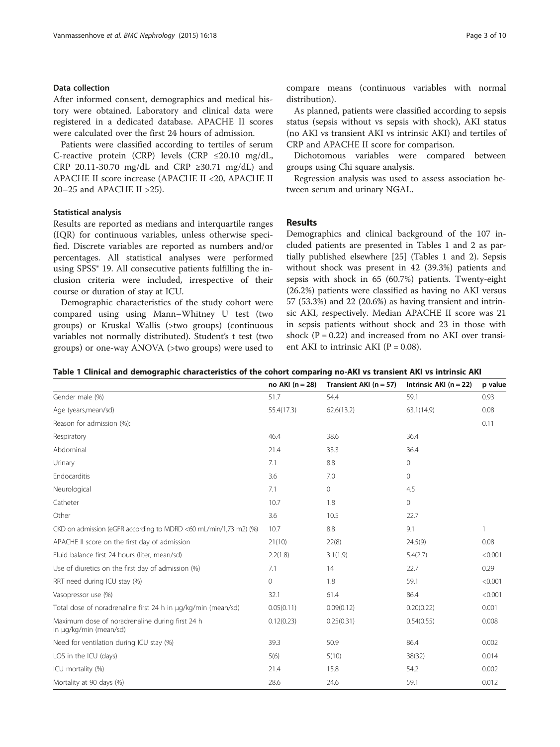### Data collection

After informed consent, demographics and medical history were obtained. Laboratory and clinical data were registered in a dedicated database. APACHE II scores were calculated over the first 24 hours of admission.

Patients were classified according to tertiles of serum C-reactive protein (CRP) levels (CRP ≤20.10 mg/dL, CRP 20.11-30.70 mg/dL and CRP ≥30.71 mg/dL) and APACHE II score increase (APACHE II <20, APACHE II 20–25 and APACHE II >25).

### Statistical analysis

Results are reported as medians and interquartile ranges (IQR) for continuous variables, unless otherwise specified. Discrete variables are reported as numbers and/or percentages. All statistical analyses were performed using SPSS® 19. All consecutive patients fulfilling the inclusion criteria were included, irrespective of their course or duration of stay at ICU.

Demographic characteristics of the study cohort were compared using using Mann–Whitney U test (two groups) or Kruskal Wallis (>two groups) (continuous variables not normally distributed). Student's t test (two groups) or one-way ANOVA (>two groups) were used to compare means (continuous variables with normal distribution).

As planned, patients were classified according to sepsis status (sepsis without vs sepsis with shock), AKI status (no AKI vs transient AKI vs intrinsic AKI) and tertiles of CRP and APACHE II score for comparison.

Dichotomous variables were compared between groups using Chi square analysis.

Regression analysis was used to assess association between serum and urinary NGAL.

## Results

Demographics and clinical background of the 107 included patients are presented in Tables 1 and 2 as partially published elsewhere [25] (Tables 1 and 2). Sepsis without shock was present in 42 (39.3%) patients and sepsis with shock in 65 (60.7%) patients. Twenty-eight (26.2%) patients were classified as having no AKI versus 57 (53.3%) and 22 (20.6%) as having transient and intrinsic AKI, respectively. Median APACHE II score was 21 in sepsis patients without shock and 23 in those with shock (P = 0.22) and increased from no AKI over transient AKI to intrinsic AKI (P = 0.08).

**Table 1 Clinical and demographic characteristics of the cohort comparing no-AKI vs transient AKI vs intrinsic AKI**

| | no AKI (n = 28) | Transient AKI (n = 57) | Intrinsic AKI (n = 22) | p value |
|---|---|---|---|---|
| Gender male (%) | 51.7 | 54.4 | 59.1 | 0.93 |
| Age (years,mean/sd) | 55.4(17.3) | 62.6(13.2) | 63.1(14.9) | 0.08 |
| Reason for admission (%): | | | | 0.11 |
| Respiratory | 46.4 | 38.6 | 36.4 | |
| Abdominal | 21.4 | 33.3 | 36.4 | |
| Urinary | 7.1 | 8.8 | 0 | |
| Endocarditis | 3.6 | 7.0 | 0 | |
| Neurological | 7.1 | 0 | 4.5 | |
| Catheter | 10.7 | 1.8 | 0 | |
| Other | 3.6 | 10.5 | 22.7 | |
| CKD on admission (eGFR according to MDRD <60 mL/min/1,73 m2) (%) | 10.7 | 8.8 | 9.1 | 1 |
| APACHE II score on the first day of admission | 21(10) | 22(8) | 24.5(9) | 0.08 |
| Fluid balance first 24 hours (liter, mean/sd) | 2.2(1.8) | 3.1(1.9) | 5.4(2.7) | <0.001 |
| Use of diuretics on the first day of admission (%) | 7.1 | 14 | 22.7 | 0.29 |
| RRT need during ICU stay (%) | 0 | 1.8 | 59.1 | <0.001 |
| Vasopressor use (%) | 32.1 | 61.4 | 86.4 | <0.001 |
| Total dose of noradrenaline first 24 h in μg/kg/min (mean/sd) | 0.05(0.11) | 0.09(0.12) | 0.20(0.22) | 0.001 |
| Maximum dose of noradrenaline during first 24 h in μg/kg/min (mean/sd) | 0.12(0.23) | 0.25(0.31) | 0.54(0.55) | 0.008 |
| Need for ventilation during ICU stay (%) | 39.3 | 50.9 | 86.4 | 0.002 |
| LOS in the ICU (days) | 5(6) | 5(10) | 38(32) | 0.014 |
| ICU mortality (%) | 21.4 | 15.8 | 54.2 | 0.002 |
| Mortality at 90 days (%) | 28.6 | 24.6 | 59.1 | 0.012 |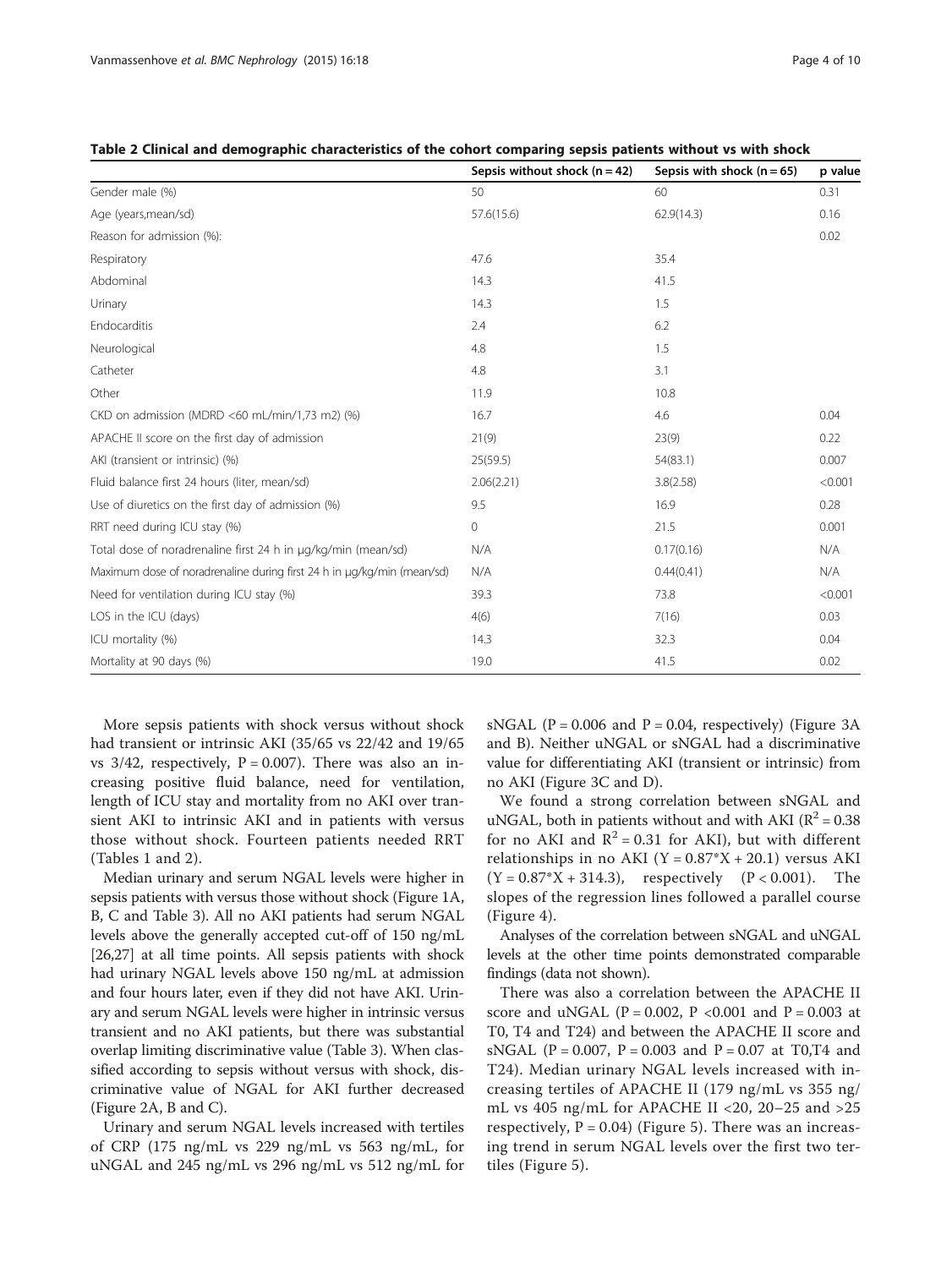**Table 2 Clinical and demographic characteristics of the cohort comparing sepsis patients without vs with shock**

| | Sepsis without shock (n = 42) | Sepsis with shock (n = 65) | p value |
|---|---|---|---|
| Gender male (%) | 50 | 60 | 0.31 |
| Age (years,mean/sd) | 57.6(15.6) | 62.9(14.3) | 0.16 |
| Reason for admission (%): | | | 0.02 |
| Respiratory | 47.6 | 35.4 | |
| Abdominal | 14.3 | 41.5 | |
| Urinary | 14.3 | 1.5 | |
| Endocarditis | 2.4 | 6.2 | |
| Neurological | 4.8 | 1.5 | |
| Catheter | 4.8 | 3.1 | |
| Other | 11.9 | 10.8 | |
| CKD on admission (MDRD <60 mL/min/1,73 m2) (%) | 16.7 | 4.6 | 0.04 |
| APACHE II score on the first day of admission | 21(9) | 23(9) | 0.22 |
| AKI (transient or intrinsic) (%) | 25(59.5) | 54(83.1) | 0.007 |
| Fluid balance first 24 hours (liter, mean/sd) | 2.06(2.21) | 3.8(2.58) | <0.001 |
| Use of diuretics on the first day of admission (%) | 9.5 | 16.9 | 0.28 |
| RRT need during ICU stay (%) | 0 | 21.5 | 0.001 |
| Total dose of noradrenaline first 24 h in µg/kg/min (mean/sd) | N/A | 0.17(0.16) | N/A |
| Maximum dose of noradrenaline during first 24 h in µg/kg/min (mean/sd) | N/A | 0.44(0.41) | N/A |
| Need for ventilation during ICU stay (%) | 39.3 | 73.8 | <0.001 |
| LOS in the ICU (days) | 4(6) | 7(16) | 0.03 |
| ICU mortality (%) | 14.3 | 32.3 | 0.04 |
| Mortality at 90 days (%) | 19.0 | 41.5 | 0.02 |

More sepsis patients with shock versus without shock had transient or intrinsic AKI (35/65 vs 22/42 and 19/65 vs 3/42, respectively, P = 0.007). There was also an increasing positive fluid balance, need for ventilation, length of ICU stay and mortality from no AKI over transient AKI to intrinsic AKI and in patients with versus those without shock. Fourteen patients needed RRT (Tables 1 and 2).

Median urinary and serum NGAL levels were higher in sepsis patients with versus those without shock (Figure 1A, B, C and Table 3). All no AKI patients had serum NGAL levels above the generally accepted cut-off of 150 ng/mL [26,27] at all time points. All sepsis patients with shock had urinary NGAL levels above 150 ng/mL at admission and four hours later, even if they did not have AKI. Urinary and serum NGAL levels were higher in intrinsic versus transient and no AKI patients, but there was substantial overlap limiting discriminative value (Table 3). When classified according to sepsis without versus with shock, discriminative value of NGAL for AKI further decreased (Figure 2A, B and C).

Urinary and serum NGAL levels increased with tertiles of CRP (175 ng/mL vs 229 ng/mL vs 563 ng/mL, for uNGAL and 245 ng/mL vs 296 ng/mL vs 512 ng/mL for sNGAL (P = 0.006 and P = 0.04, respectively) (Figure 3A and B). Neither uNGAL or sNGAL had a discriminative value for differentiating AKI (transient or intrinsic) from no AKI (Figure 3C and D).

We found a strong correlation between sNGAL and uNGAL, both in patients without and with AKI ($R^2 = 0.38$ for no AKI and $R^2 = 0.31$ for AKI), but with different relationships in no AKI ($Y = 0.87*X + 20.1$) versus AKI ($Y = 0.87*X + 314.3$), respectively ($P < 0.001$). The slopes of the regression lines followed a parallel course (Figure 4).

Analyses of the correlation between sNGAL and uNGAL levels at the other time points demonstrated comparable findings (data not shown).

There was also a correlation between the APACHE II score and uNGAL (P = 0.002, P <0.001 and P = 0.003 at T0, T4 and T24) and between the APACHE II score and sNGAL (P = 0.007, P = 0.003 and P = 0.07 at T0,T4 and T24). Median urinary NGAL levels increased with increasing tertiles of APACHE II (179 ng/mL vs 355 ng/mL vs 405 ng/mL for APACHE II <20, 20–25 and >25 respectively, P = 0.04) (Figure 5). There was an increasing trend in serum NGAL levels over the first two tertiles (Figure 5).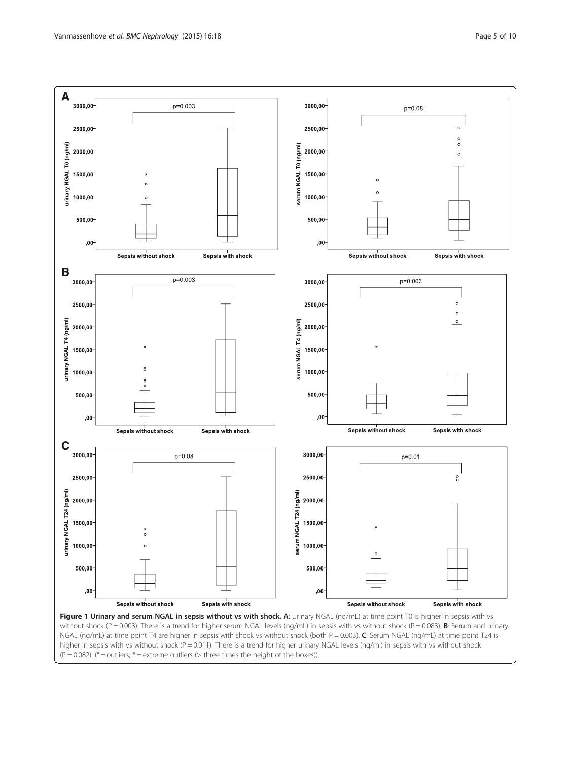**Figure 1 Urinary and serum NGAL in sepsis without vs with shock. A**: Urinary NGAL (ng/mL) at time point T0 is higher in sepsis with vs without shock (P = 0.003). There is a trend for higher serum NGAL levels (ng/mL) in sepsis with vs without shock (P = 0.083). **B**: Serum and urinary NGAL (ng/mL) at time point T4 are higher in sepsis with shock vs without shock (both P = 0.003). **C**: Serum NGAL (ng/mL) at time point T24 is higher in sepsis with vs without shock (P = 0.011). There is a trend for higher urinary NGAL levels (ng/ml) in sepsis with vs without shock (P = 0.082). (° = outliers; * = extreme outliers (> three times the height of the boxes)).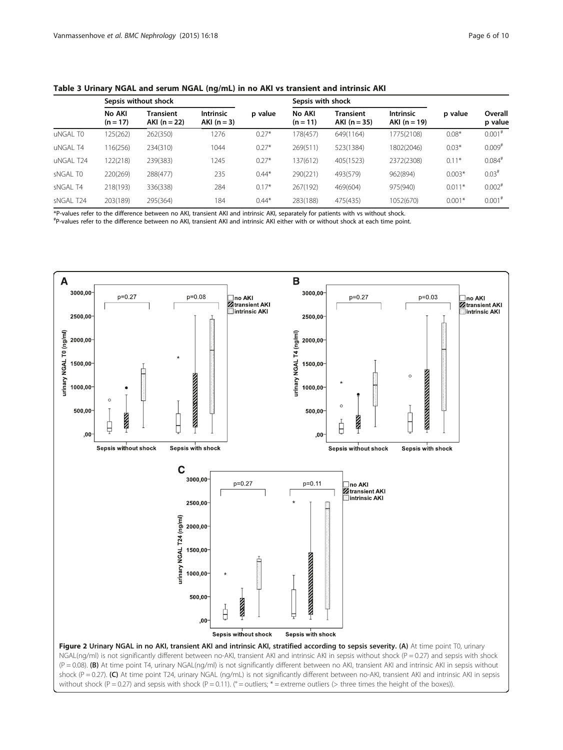**Table 3 Urinary NGAL and serum NGAL (ng/mL) in no AKI vs transient and intrinsic AKI**

| | Sepsis without shock | | | | Sepsis with shock | | | | |
|---|---|---|---|---|---|---|---|---|---|
| | No AKI (n = 17) | Transient AKI (n = 22) | Intrinsic AKI (n = 3) | p value | No AKI (n = 11) | Transient AKI (n = 35) | Intrinsic AKI (n = 19) | p value | Overall p value |
| uNGAL T0 | 125(262) | 262(350) | 1276 | 0.27* | 178(457) | 649(1164) | 1775(2108) | 0.08* | 0.001# |
| uNGAL T4 | 116(256) | 234(310) | 1044 | 0.27* | 269(511) | 523(1384) | 1802(2046) | 0.03* | 0.009# |
| uNGAL T24 | 122(218) | 239(383) | 1245 | 0.27* | 137(612) | 405(1523) | 2372(2308) | 0.11* | 0.084# |
| sNGAL T0 | 220(269) | 288(477) | 235 | 0.44* | 290(221) | 493(579) | 962(894) | 0.003* | 0.03# |
| sNGAL T4 | 218(193) | 336(338) | 284 | 0.17* | 267(192) | 469(604) | 975(940) | 0.011* | 0.002# |
| sNGAL T24 | 203(189) | 295(364) | 184 | 0.44* | 283(188) | 475(435) | 1052(670) | 0.001* | 0.001# |

*P-values refer to the difference between no AKI, transient AKI and intrinsic AKI, separately for patients with vs without shock.
#P-values refer to the difference between no AKI, transient AKI and intrinsic AKI either with or without shock at each time point.

**Figure 2 Urinary NGAL in no AKI, transient AKI and intrinsic AKI, stratified according to sepsis severity. (A)** At time point T0, urinary NGAL(ng/ml) is not significantly different between no-AKI, transient AKI and intrinsic AKI in sepsis without shock (P = 0.27) and sepsis with shock (P = 0.08). **(B)** At time point T4, urinary NGAL(ng/ml) is not significantly different between no AKI, transient AKI and intrinsic AKI in sepsis without shock (P = 0.27). **(C)** At time point T24, urinary NGAL (ng/mL) is not significantly different between no-AKI, transient AKI and intrinsic AKI in sepsis without shock (P = 0.27) and sepsis with shock (P = 0.11). (° = outliers; * = extreme outliers (> three times the height of the boxes)).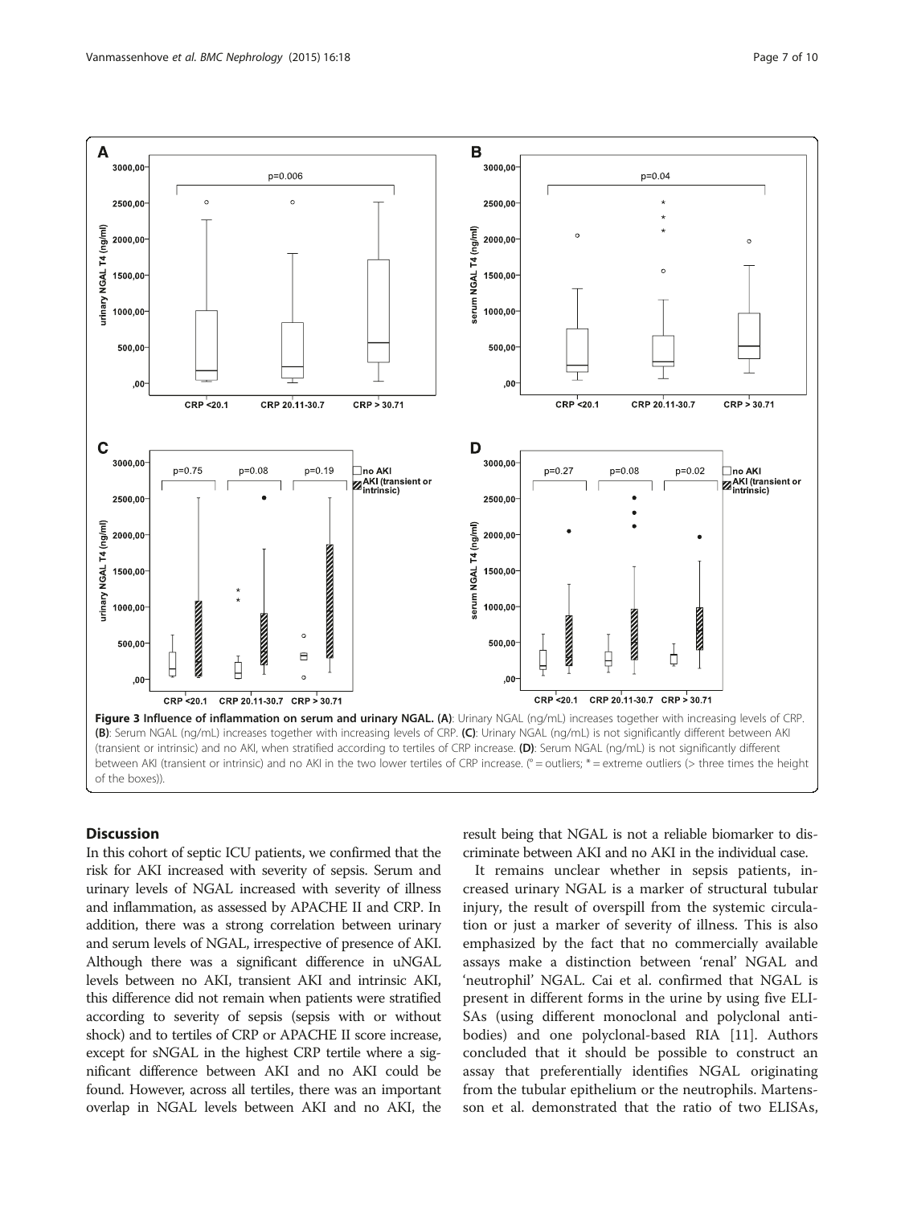A

3000,00

p=0.006

urinary NGAL T4 (ng/ml)

CRP <20.1    CRP 20.11-30.7    CRP > 30.71

B

p=0.04

serum NGAL T4 (ng/ml)

CRP <20.1    CRP 20.11-30.7    CRP > 30.71

C

p=0.75    p=0.08    p=0.19

no AKI
AKI (transient or intrinsic)

urinary NGAL T4 (ng/ml)

CRP <20.1    CRP 20.11-30.7    CRP > 30.71

D

p=0.27    p=0.08    p=0.02

no AKI
AKI (transient or intrinsic)

serum NGAL T4 (ng/ml)

CRP <20.1    CRP 20.11-30.7    CRP > 30.71

**Figure 3 Influence of inflammation on serum and urinary NGAL. (A)**: Urinary NGAL (ng/mL) increases together with increasing levels of CRP. **(B)**: Serum NGAL (ng/mL) increases together with increasing levels of CRP. **(C)**: Urinary NGAL (ng/mL) is not significantly different between AKI (transient or intrinsic) and no AKI, when stratified according to tertiles of CRP increase. **(D)**: Serum NGAL (ng/mL) is not significantly different between AKI (transient or intrinsic) and no AKI in the two lower tertiles of CRP increase. (° = outliers; * = extreme outliers (> three times the height of the boxes)).

## Discussion

In this cohort of septic ICU patients, we confirmed that the risk for AKI increased with severity of sepsis. Serum and urinary levels of NGAL increased with severity of illness and inflammation, as assessed by APACHE II and CRP. In addition, there was a strong correlation between urinary and serum levels of NGAL, irrespective of presence of AKI. Although there was a significant difference in uNGAL levels between no AKI, transient AKI and intrinsic AKI, this difference did not remain when patients were stratified according to severity of sepsis (sepsis with or without shock) and to tertiles of CRP or APACHE II score increase, except for sNGAL in the highest CRP tertile where a significant difference between AKI and no AKI could be found. However, across all tertiles, there was an important overlap in NGAL levels between AKI and no AKI, the result being that NGAL is not a reliable biomarker to discriminate between AKI and no AKI in the individual case.

It remains unclear whether in sepsis patients, increased urinary NGAL is a marker of structural tubular injury, the result of overspill from the systemic circulation or just a marker of severity of illness. This is also emphasized by the fact that no commercially available assays make a distinction between 'renal' NGAL and 'neutrophil' NGAL. Cai et al. confirmed that NGAL is present in different forms in the urine by using five ELISAs (using different monoclonal and polyclonal antibodies) and one polyclonal-based RIA [11]. Authors concluded that it should be possible to construct an assay that preferentially identifies NGAL originating from the tubular epithelium or the neutrophils. Martensson et al. demonstrated that the ratio of two ELISAs,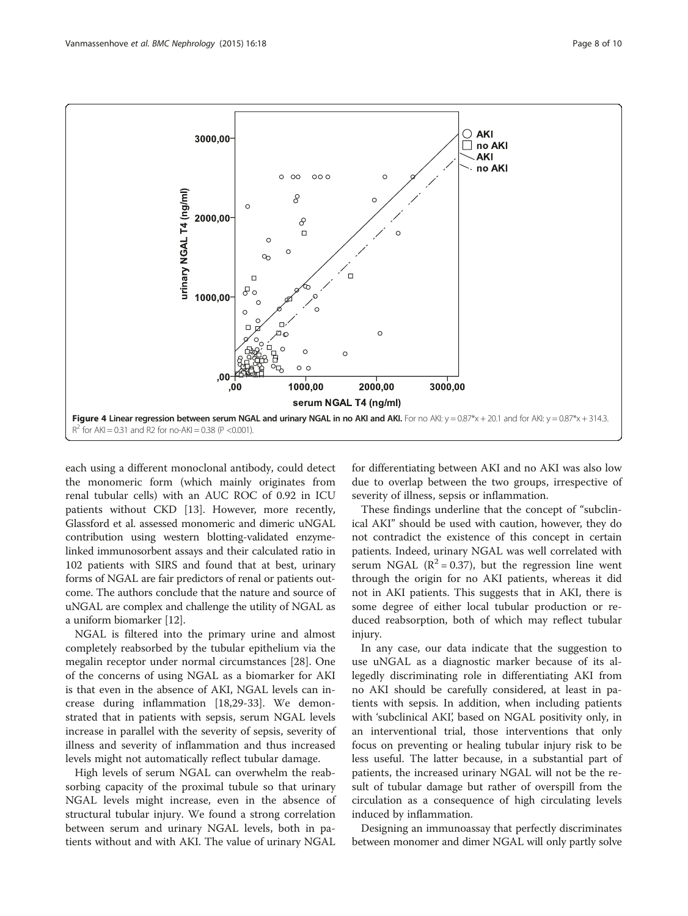3000,00

2000,00

1000,00

,00

urinary NGAL T4 (ng/ml)

,00 1000,00 2000,00 3000,00

serum NGAL T4 (ng/ml)

○ AKI
□ no AKI
— AKI
-·- no AKI

**Figure 4 Linear regression between serum NGAL and urinary NGAL in no AKI and AKI.** For no AKI: y = 0.87*x + 20.1 and for AKI: y = 0.87*x + 314.3. $R^2$ for AKI = 0.31 and R2 for no-AKI = 0.38 (P <0.001).

each using a different monoclonal antibody, could detect the monomeric form (which mainly originates from renal tubular cells) with an AUC ROC of 0.92 in ICU patients without CKD [13]. However, more recently, Glassford et al. assessed monomeric and dimeric uNGAL contribution using western blotting-validated enzyme-linked immunosorbent assays and their calculated ratio in 102 patients with SIRS and found that at best, urinary forms of NGAL are fair predictors of renal or patients outcome. The authors conclude that the nature and source of uNGAL are complex and challenge the utility of NGAL as a uniform biomarker [12].

NGAL is filtered into the primary urine and almost completely reabsorbed by the tubular epithelium via the megalin receptor under normal circumstances [28]. One of the concerns of using NGAL as a biomarker for AKI is that even in the absence of AKI, NGAL levels can increase during inflammation [18,29-33]. We demonstrated that in patients with sepsis, serum NGAL levels increase in parallel with the severity of sepsis, severity of illness and severity of inflammation and thus increased levels might not automatically reflect tubular damage.

High levels of serum NGAL can overwhelm the reabsorbing capacity of the proximal tubule so that urinary NGAL levels might increase, even in the absence of structural tubular injury. We found a strong correlation between serum and urinary NGAL levels, both in patients without and with AKI. The value of urinary NGAL for differentiating between AKI and no AKI was also low due to overlap between the two groups, irrespective of severity of illness, sepsis or inflammation.

These findings underline that the concept of "subclinical AKI" should be used with caution, however, they do not contradict the existence of this concept in certain patients. Indeed, urinary NGAL was well correlated with serum NGAL ($R^2 = 0.37$), but the regression line went through the origin for no AKI patients, whereas it did not in AKI patients. This suggests that in AKI, there is some degree of either local tubular production or reduced reabsorption, both of which may reflect tubular injury.

In any case, our data indicate that the suggestion to use uNGAL as a diagnostic marker because of its allegedly discriminating role in differentiating AKI from no AKI should be carefully considered, at least in patients with sepsis. In addition, when including patients with 'subclinical AKI', based on NGAL positivity only, in an interventional trial, those interventions that only focus on preventing or healing tubular injury risk to be less useful. The latter because, in a substantial part of patients, the increased urinary NGAL will not be the result of tubular damage but rather of overspill from the circulation as a consequence of high circulating levels induced by inflammation.

Designing an immunoassay that perfectly discriminates between monomer and dimer NGAL will only partly solve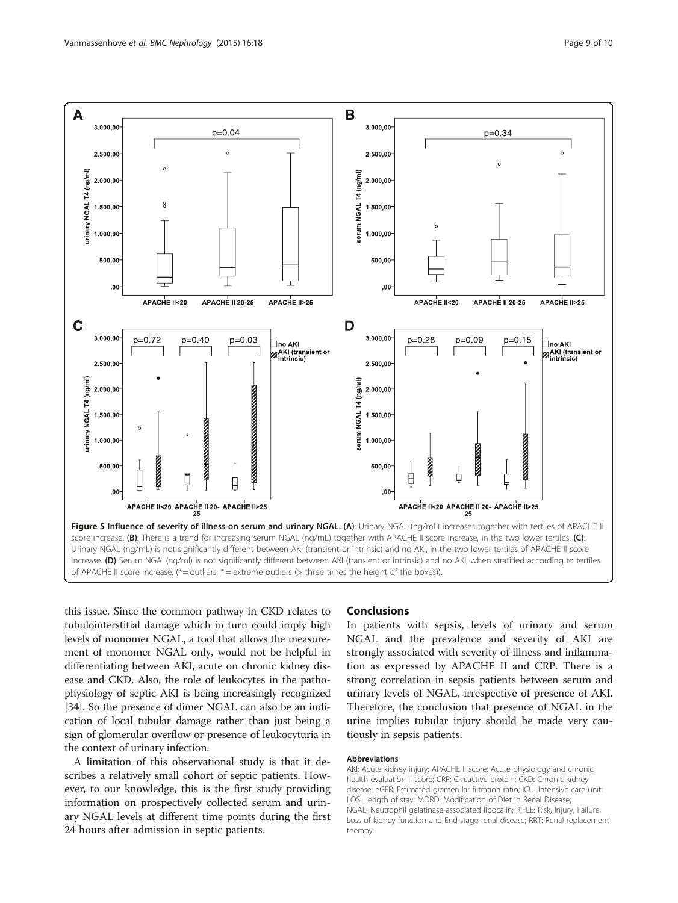**Figure 5 Influence of severity of illness on serum and urinary NGAL. (A)**: Urinary NGAL (ng/mL) increases together with tertiles of APACHE II score increase. **(B)**: There is a trend for increasing serum NGAL (ng/mL) together with APACHE II score increase, in the two lower tertiles. **(C)**: Urinary NGAL (ng/mL) is not significantly different between AKI (transient or intrinsic) and no AKI, in the two lower tertiles of APACHE II score increase. **(D)** Serum NGAL(ng/ml) is not significantly different between AKI (transient or intrinsic) and no AKI, when stratified according to tertiles of APACHE II score increase. (° = outliers; * = extreme outliers (> three times the height of the boxes)).

this issue. Since the common pathway in CKD relates to tubulointerstitial damage which in turn could imply high levels of monomer NGAL, a tool that allows the measurement of monomer NGAL only, would not be helpful in differentiating between AKI, acute on chronic kidney disease and CKD. Also, the role of leukocytes in the pathophysiology of septic AKI is being increasingly recognized [34]. So the presence of dimer NGAL can also be an indication of local tubular damage rather than just being a sign of glomerular overflow or presence of leukocyturia in the context of urinary infection.

A limitation of this observational study is that it describes a relatively small cohort of septic patients. However, to our knowledge, this is the first study providing information on prospectively collected serum and urinary NGAL levels at different time points during the first 24 hours after admission in septic patients.

## Conclusions

In patients with sepsis, levels of urinary and serum NGAL and the prevalence and severity of AKI are strongly associated with severity of illness and inflammation as expressed by APACHE II and CRP. There is a strong correlation in sepsis patients between serum and urinary levels of NGAL, irrespective of presence of AKI. Therefore, the conclusion that presence of NGAL in the urine implies tubular injury should be made very cautiously in sepsis patients.

#### Abbreviations

AKI: Acute kidney injury; APACHE II score: Acute physiology and chronic health evaluation II score; CRP: C-reactive protein; CKD: Chronic kidney disease; eGFR: Estimated glomerular filtration ratio; ICU: Intensive care unit; LOS: Length of stay; MDRD: Modification of Diet in Renal Disease; NGAL: Neutrophil gelatinase-associated lipocalin; RIFLE: Risk, Injury, Failure, Loss of kidney function and End-stage renal disease; RRT: Renal replacement therapy.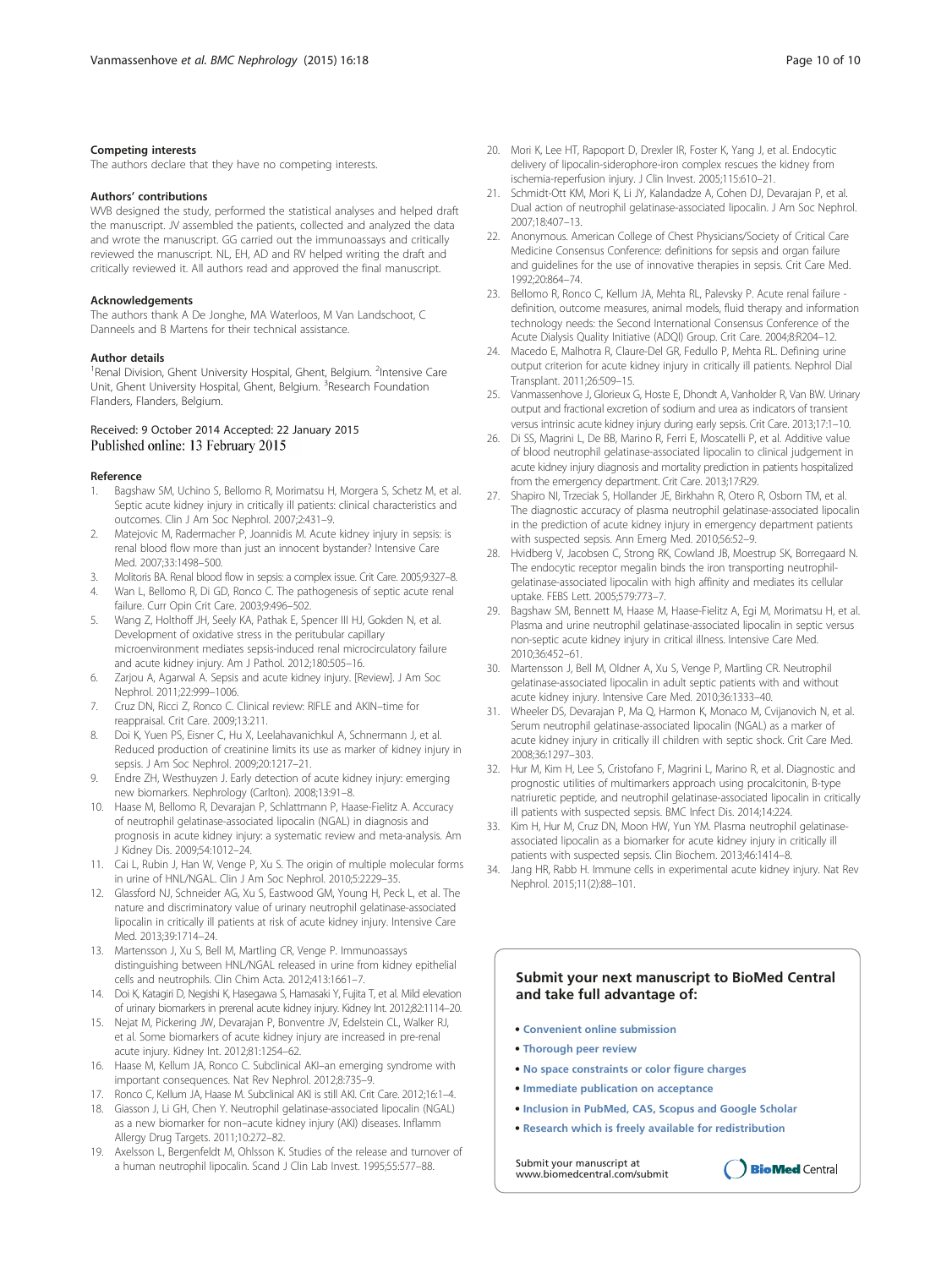### Competing interests

The authors declare that they have no competing interests.

### Authors' contributions

WVB designed the study, performed the statistical analyses and helped draft the manuscript. JV assembled the patients, collected and analyzed the data and wrote the manuscript. GG carried out the immunoassays and critically reviewed the manuscript. NL, EH, AD and RV helped writing the draft and critically reviewed it. All authors read and approved the final manuscript.

### Acknowledgements

The authors thank A De Jonghe, MA Waterloos, M Van Landschoot, C Danneels and B Martens for their technical assistance.

### Author details

[1]Renal Division, Ghent University Hospital, Ghent, Belgium. [2]Intensive Care Unit, Ghent University Hospital, Ghent, Belgium. [3]Research Foundation Flanders, Flanders, Belgium.

Received: 9 October 2014 Accepted: 22 January 2015
Published online: 13 February 2015

### Reference

1. Bagshaw SM, Uchino S, Bellomo R, Morimatsu H, Morgera S, Schetz M, et al. Septic acute kidney injury in critically ill patients: clinical characteristics and outcomes. Clin J Am Soc Nephrol. 2007;2:431–9.
2. Matejovic M, Radermacher P, Joannidis M. Acute kidney injury in sepsis: is renal blood flow more than just an innocent bystander? Intensive Care Med. 2007;33:1498–500.
3. Molitoris BA. Renal blood flow in sepsis: a complex issue. Crit Care. 2005;9:327–8.
4. Wan L, Bellomo R, Di GD, Ronco C. The pathogenesis of septic acute renal failure. Curr Opin Crit Care. 2003;9:496–502.
5. Wang Z, Holthoff JH, Seely KA, Pathak E, Spencer III HJ, Gokden N, et al. Development of oxidative stress in the peritubular capillary microenvironment mediates sepsis-induced renal microcirculatory failure and acute kidney injury. Am J Pathol. 2012;180:505–16.
6. Zarjou A, Agarwal A. Sepsis and acute kidney injury. [Review]. J Am Soc Nephrol. 2011;22:999–1006.
7. Cruz DN, Ricci Z, Ronco C. Clinical review: RIFLE and AKIN–time for reappraisal. Crit Care. 2009;13:211.
8. Doi K, Yuen PS, Eisner C, Hu X, Leelahavanichkul A, Schnermann J, et al. Reduced production of creatinine limits its use as marker of kidney injury in sepsis. J Am Soc Nephrol. 2009;20:1217–21.
9. Endre ZH, Westhuyzen J. Early detection of acute kidney injury: emerging new biomarkers. Nephrology (Carlton). 2008;13:91–8.
10. Haase M, Bellomo R, Devarajan P, Schlattmann P, Haase-Fielitz A. Accuracy of neutrophil gelatinase-associated lipocalin (NGAL) in diagnosis and prognosis in acute kidney injury: a systematic review and meta-analysis. Am J Kidney Dis. 2009;54:1012–24.
11. Cai L, Rubin J, Han W, Venge P, Xu S. The origin of multiple molecular forms in urine of HNL/NGAL. Clin J Am Soc Nephrol. 2010;5:2229–35.
12. Glassford NJ, Schneider AG, Xu S, Eastwood GM, Young H, Peck L, et al. The nature and discriminatory value of urinary neutrophil gelatinase-associated lipocalin in critically ill patients at risk of acute kidney injury. Intensive Care Med. 2013;39:1714–24.
13. Martensson J, Xu S, Bell M, Martling CR, Venge P. Immunoassays distinguishing between HNL/NGAL released in urine from kidney epithelial cells and neutrophils. Clin Chim Acta. 2012;413:1661–7.
14. Doi K, Katagiri D, Negishi K, Hasegawa S, Hamasaki Y, Fujita T, et al. Mild elevation of urinary biomarkers in prerenal acute kidney injury. Kidney Int. 2012;82:1114–20.
15. Nejat M, Pickering JW, Devarajan P, Bonventre JV, Edelstein CL, Walker RJ, et al. Some biomarkers of acute kidney injury are increased in pre-renal acute kidney injury. Kidney Int. 2012;81:1254–62.
16. Haase M, Kellum JA, Ronco C. Subclinical AKI–an emerging syndrome with important consequences. Nat Rev Nephrol. 2012;8:735–9.
17. Ronco C, Kellum JA, Haase M. Subclinical AKI is still AKI. Crit Care. 2012;16:1–4.
18. Giasson J, Li GH, Chen Y. Neutrophil gelatinase-associated lipocalin (NGAL) as a new biomarker for non–acute kidney injury (AKI) diseases. Inflamm Allergy Drug Targets. 2011;10:272–82.
19. Axelsson L, Bergenfeldt M, Ohlsson K. Studies of the release and turnover of a human neutrophil lipocalin. Scand J Clin Lab Invest. 1995;55:577–88.
20. Mori K, Lee HT, Rapoport D, Drexler IR, Foster K, Yang J, et al. Endocytic delivery of lipocalin-siderophore-iron complex rescues the kidney from ischemia-reperfusion injury. J Clin Invest. 2005;115:610–21.
21. Schmidt-Ott KM, Mori K, Li JY, Kalandadze A, Cohen DJ, Devarajan P, et al. Dual action of neutrophil gelatinase-associated lipocalin. J Am Soc Nephrol. 2007;18:407–13.
22. Anonymous. American College of Chest Physicians/Society of Critical Care Medicine Consensus Conference: definitions for sepsis and organ failure and guidelines for the use of innovative therapies in sepsis. Crit Care Med. 1992;20:864–74.
23. Bellomo R, Ronco C, Kellum JA, Mehta RL, Palevsky P. Acute renal failure - definition, outcome measures, animal models, fluid therapy and information technology needs: the Second International Consensus Conference of the Acute Dialysis Quality Initiative (ADQI) Group. Crit Care. 2004;8:R204–12.
24. Macedo E, Malhotra R, Claure-Del GR, Fedullo P, Mehta RL. Defining urine output criterion for acute kidney injury in critically ill patients. Nephrol Dial Transplant. 2011;26:509–15.
25. Vanmassenhove J, Glorieux G, Hoste E, Dhondt A, Vanholder R, Van BW. Urinary output and fractional excretion of sodium and urea as indicators of transient versus intrinsic acute kidney injury during early sepsis. Crit Care. 2013;17:1–10.
26. Di SS, Magrini L, De BB, Marino R, Ferri E, Moscatelli P, et al. Additive value of blood neutrophil gelatinase-associated lipocalin to clinical judgement in acute kidney injury diagnosis and mortality prediction in patients hospitalized from the emergency department. Crit Care. 2013;17:R29.
27. Shapiro NI, Trzeciak S, Hollander JE, Birkhahn R, Otero R, Osborn TM, et al. The diagnostic accuracy of plasma neutrophil gelatinase-associated lipocalin in the prediction of acute kidney injury in emergency department patients with suspected sepsis. Ann Emerg Med. 2010;56:52–9.
28. Hvidberg V, Jacobsen C, Strong RK, Cowland JB, Moestrup SK, Borregaard N. The endocytic receptor megalin binds the iron transporting neutrophil-gelatinase-associated lipocalin with high affinity and mediates its cellular uptake. FEBS Lett. 2005;579:773–7.
29. Bagshaw SM, Bennett M, Haase M, Haase-Fielitz A, Egi M, Morimatsu H, et al. Plasma and urine neutrophil gelatinase-associated lipocalin in septic versus non-septic acute kidney injury in critical illness. Intensive Care Med. 2010;36:452–61.
30. Martensson J, Bell M, Oldner A, Xu S, Venge P, Martling CR. Neutrophil gelatinase-associated lipocalin in adult septic patients with and without acute kidney injury. Intensive Care Med. 2010;36:1333–40.
31. Wheeler DS, Devarajan P, Ma Q, Harmon K, Monaco M, Cvijanovich N, et al. Serum neutrophil gelatinase-associated lipocalin (NGAL) as a marker of acute kidney injury in critically ill children with septic shock. Crit Care Med. 2008;36:1297–303.
32. Hur M, Kim H, Lee S, Cristofano F, Magrini L, Marino R, et al. Diagnostic and prognostic utilities of multimarkers approach using procalcitonin, B-type natriuretic peptide, and neutrophil gelatinase-associated lipocalin in critically ill patients with suspected sepsis. BMC Infect Dis. 2014;14:224.
33. Kim H, Hur M, Cruz DN, Moon HW, Yun YM. Plasma neutrophil gelatinase-associated lipocalin as a biomarker for acute kidney injury in critically ill patients with suspected sepsis. Clin Biochem. 2013;46:1414–8.
34. Jang HR, Rabb H. Immune cells in experimental acute kidney injury. Nat Rev Nephrol. 2015;11(2):88–101.

**Submit your next manuscript to BioMed Central and take full advantage of:**

- **Convenient online submission**
- **Thorough peer review**
- **No space constraints or color figure charges**
- **Immediate publication on acceptance**
- **Inclusion in PubMed, CAS, Scopus and Google Scholar**
- **Research which is freely available for redistribution**

Submit your manuscript at
www.biomedcentral.com/submit

BioMed Central